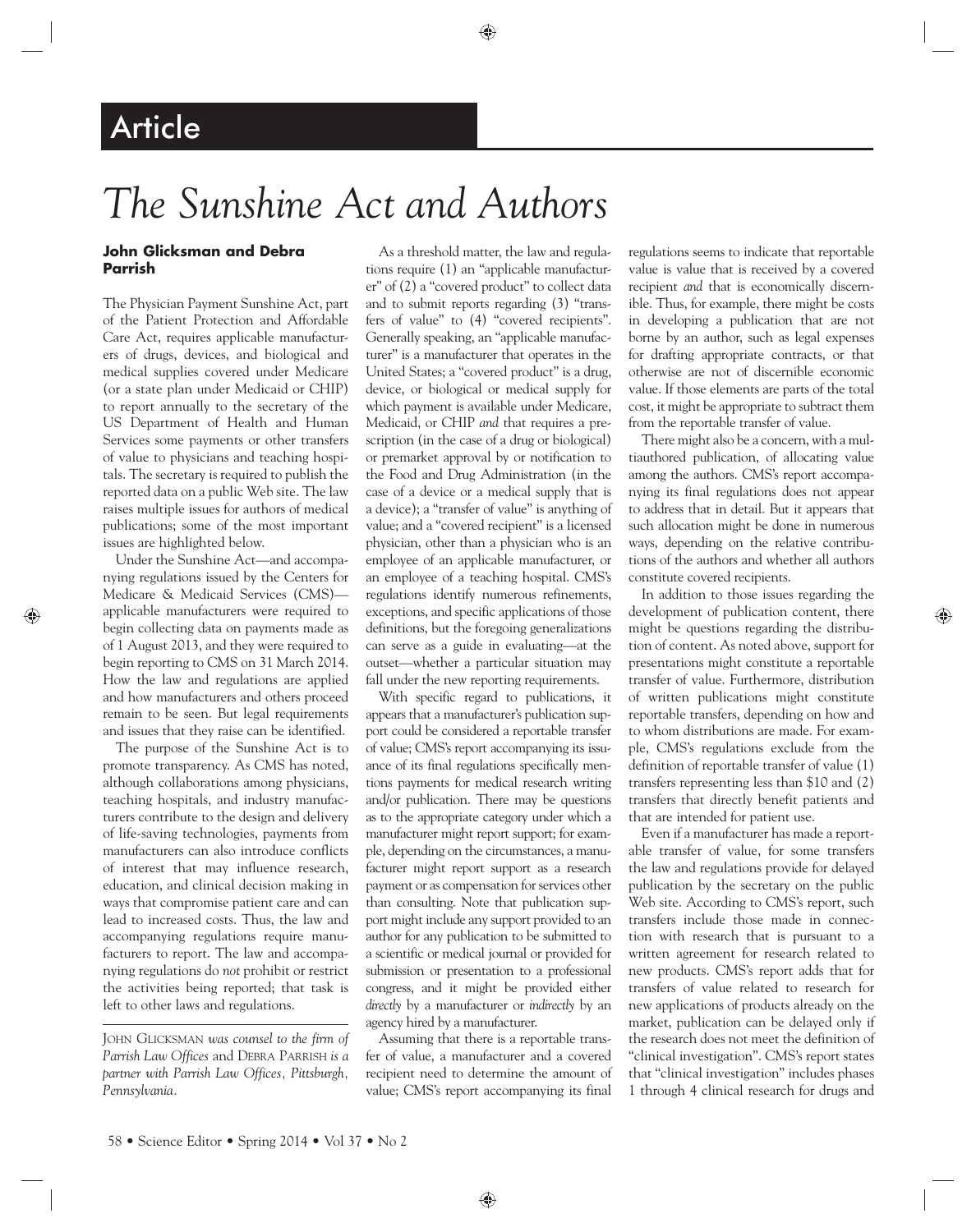# Article

# *The Sunshine Act and Authors*

**John Glicksman and Debra Parrish**

The Physician Payment Sunshine Act, part of the Patient Protection and Affordable Care Act, requires applicable manufacturers of drugs, devices, and biological and medical supplies covered under Medicare (or a state plan under Medicaid or CHIP) to report annually to the secretary of the US Department of Health and Human Services some payments or other transfers of value to physicians and teaching hospitals. The secretary is required to publish the reported data on a public Web site. The law raises multiple issues for authors of medical publications; some of the most important issues are highlighted below.

Under the Sunshine Act—and accompanying regulations issued by the Centers for Medicare & Medicaid Services (CMS)—applicable manufacturers were required to begin collecting data on payments made as of 1 August 2013, and they were required to begin reporting to CMS on 31 March 2014. How the law and regulations are applied and how manufacturers and others proceed remain to be seen. But legal requirements and issues that they raise can be identified.

The purpose of the Sunshine Act is to promote transparency. As CMS has noted, although collaborations among physicians, teaching hospitals, and industry manufacturers contribute to the design and delivery of life-saving technologies, payments from manufacturers can also introduce conflicts of interest that may influence research, education, and clinical decision making in ways that compromise patient care and can lead to increased costs. Thus, the law and accompanying regulations require manufacturers to report. The law and accompanying regulations do *not* prohibit or restrict the activities being reported; that task is left to other laws and regulations.

JOHN GLICKSMAN *was counsel to the firm of Parrish Law Offices* and DEBRA PARRISH *is a partner with Parrish Law Offices, Pittsburgh, Pennsylvania.*

As a threshold matter, the law and regulations require (1) an "applicable manufacturer" of (2) a "covered product" to collect data and to submit reports regarding (3) "transfers of value" to (4) "covered recipients". Generally speaking, an "applicable manufacturer" is a manufacturer that operates in the United States; a "covered product" is a drug, device, or biological or medical supply for which payment is available under Medicare, Medicaid, or CHIP *and* that requires a prescription (in the case of a drug or biological) or premarket approval by or notification to the Food and Drug Administration (in the case of a device or a medical supply that is a device); a "transfer of value" is anything of value; and a "covered recipient" is a licensed physician, other than a physician who is an employee of an applicable manufacturer, or an employee of a teaching hospital. CMS's regulations identify numerous refinements, exceptions, and specific applications of those definitions, but the foregoing generalizations can serve as a guide in evaluating—at the outset—whether a particular situation may fall under the new reporting requirements.

With specific regard to publications, it appears that a manufacturer's publication support could be considered a reportable transfer of value; CMS's report accompanying its issuance of its final regulations specifically mentions payments for medical research writing and/or publication. There may be questions as to the appropriate category under which a manufacturer might report support; for example, depending on the circumstances, a manufacturer might report support as a research payment or as compensation for services other than consulting. Note that publication support might include any support provided to an author for any publication to be submitted to a scientific or medical journal or provided for submission or presentation to a professional congress, and it might be provided either *directly* by a manufacturer or *indirectly* by an agency hired by a manufacturer.

Assuming that there is a reportable transfer of value, a manufacturer and a covered recipient need to determine the amount of value; CMS's report accompanying its final regulations seems to indicate that reportable value is value that is received by a covered recipient *and* that is economically discernible. Thus, for example, there might be costs in developing a publication that are not borne by an author, such as legal expenses for drafting appropriate contracts, or that otherwise are not of discernible economic value. If those elements are parts of the total cost, it might be appropriate to subtract them from the reportable transfer of value.

There might also be a concern, with a multiauthored publication, of allocating value among the authors. CMS's report accompanying its final regulations does not appear to address that in detail. But it appears that such allocation might be done in numerous ways, depending on the relative contributions of the authors and whether all authors constitute covered recipients.

In addition to those issues regarding the development of publication content, there might be questions regarding the distribution of content. As noted above, support for presentations might constitute a reportable transfer of value. Furthermore, distribution of written publications might constitute reportable transfers, depending on how and to whom distributions are made. For example, CMS's regulations exclude from the definition of reportable transfer of value (1) transfers representing less than $10 and (2) transfers that directly benefit patients and that are intended for patient use.

Even if a manufacturer has made a reportable transfer of value, for some transfers the law and regulations provide for delayed publication by the secretary on the public Web site. According to CMS's report, such transfers include those made in connection with research that is pursuant to a written agreement for research related to new products. CMS's report adds that for transfers of value related to research for new applications of products already on the market, publication can be delayed only if the research does not meet the definition of "clinical investigation". CMS's report states that "clinical investigation" includes phases 1 through 4 clinical research for drugs and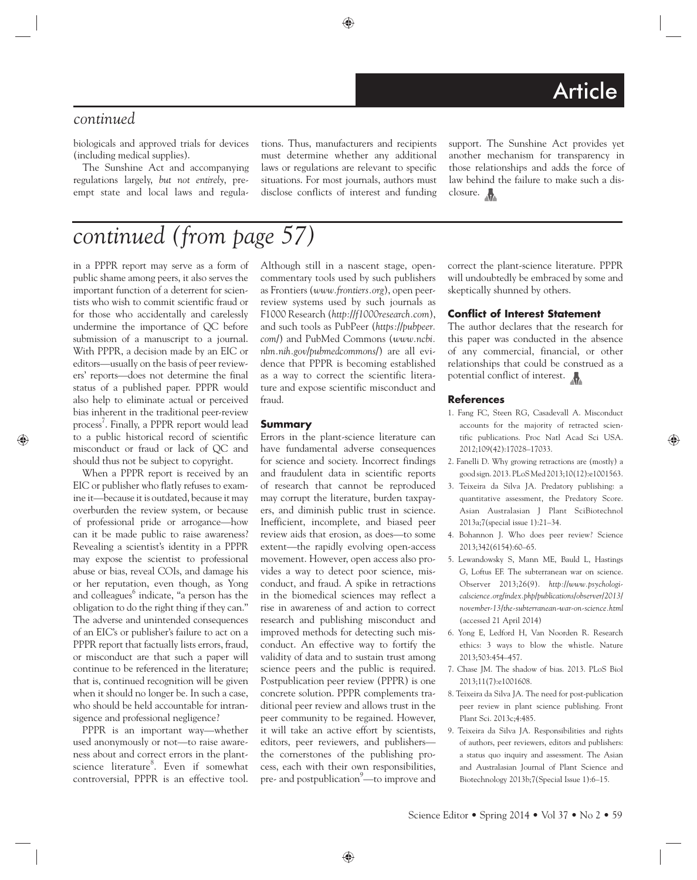## continued

biologicals and approved trials for devices (including medical supplies).

The Sunshine Act and accompanying regulations largely, *but not entirely*, preempt state and local laws and regulations. Thus, manufacturers and recipients must determine whether any additional laws or regulations are relevant to specific situations. For most journals, authors must disclose conflicts of interest and funding support. The Sunshine Act provides yet another mechanism for transparency in those relationships and adds the force of law behind the failure to make such a disclosure.

## continued (from page 57)

in a PPPR report may serve as a form of public shame among peers, it also serves the important function of a deterrent for scientists who wish to commit scientific fraud or for those who accidentally and carelessly undermine the importance of QC before submission of a manuscript to a journal. With PPPR, a decision made by an EIC or editors—usually on the basis of peer reviewers' reports—does not determine the final status of a published paper. PPPR would also help to eliminate actual or perceived bias inherent in the traditional peer-review process[7]. Finally, a PPPR report would lead to a public historical record of scientific misconduct or fraud or lack of QC and should thus not be subject to copyright.

When a PPPR report is received by an EIC or publisher who flatly refuses to examine it—because it is outdated, because it may overburden the review system, or because of professional pride or arrogance—how can it be made public to raise awareness? Revealing a scientist's identity in a PPPR may expose the scientist to professional abuse or bias, reveal COIs, and damage his or her reputation, even though, as Yong and colleagues[6] indicate, "a person has the obligation to do the right thing if they can." The adverse and unintended consequences of an EIC's or publisher's failure to act on a PPPR report that factually lists errors, fraud, or misconduct are that such a paper will continue to be referenced in the literature; that is, continued recognition will be given when it should no longer be. In such a case, who should be held accountable for intransigence and professional negligence?

PPPR is an important way—whether used anonymously or not—to raise awareness about and correct errors in the plant-science literature[8]. Even if somewhat controversial, PPPR is an effective tool. Although still in a nascent stage, open-commentary tools used by such publishers as Frontiers (*www.frontiers.org*), open peer-review systems used by such journals as F1000 Research (*http://f1000research.com*), and such tools as PubPeer (*https://pubpeer.com/*) and PubMed Commons (*www.ncbi.nlm.nih.gov/pubmedcommons/*) are all evidence that PPPR is becoming established as a way to correct the scientific literature and expose scientific misconduct and fraud.

### Summary

Errors in the plant-science literature can have fundamental adverse consequences for science and society. Incorrect findings and fraudulent data in scientific reports of research that cannot be reproduced may corrupt the literature, burden taxpayers, and diminish public trust in science. Inefficient, incomplete, and biased peer review aids that erosion, as does—to some extent—the rapidly evolving open-access movement. However, open access also provides a way to detect poor science, misconduct, and fraud. A spike in retractions in the biomedical sciences may reflect a rise in awareness of and action to correct research and publishing misconduct and improved methods for detecting such misconduct. An effective way to fortify the validity of data and to sustain trust among science peers and the public is required. Postpublication peer review (PPPR) is one concrete solution. PPPR complements traditional peer review and allows trust in the peer community to be regained. However, it will take an active effort by scientists, editors, peer reviewers, and publishers—the cornerstones of the publishing process, each with their own responsibilities, pre- and postpublication[9]—to improve and correct the plant-science literature. PPPR will undoubtedly be embraced by some and skeptically shunned by others.

### Conflict of Interest Statement

The author declares that the research for this paper was conducted in the absence of any commercial, financial, or other relationships that could be construed as a potential conflict of interest.

### References

1. Fang FC, Steen RG, Casadevall A. Misconduct accounts for the majority of retracted scientific publications. Proc Natl Acad Sci USA. 2012;109(42):17028–17033.
2. Fanelli D. Why growing retractions are (mostly) a good sign. 2013. PLoS Med 2013;10(12):e1001563.
3. Teixeira da Silva JA. Predatory publishing: a quantitative assessment, the Predatory Score. Asian Australasian J Plant SciBiotechnol 2013a;7(special issue 1):21–34.
4. Bohannon J. Who does peer review? Science 2013;342(6154):60–65.
5. Lewandowsky S, Mann ME, Bauld L, Hastings G, Loftus EF. The subterranean war on science. Observer 2013;26(9). *http://www.psychologicalscience.org/index.php/publications/observer/2013/november-13/the-subterranean-war-on-science.html* (accessed 21 April 2014)
6. Yong E, Ledford H, Van Noorden R. Research ethics: 3 ways to blow the whistle. Nature 2013;503:454–457.
7. Chase JM. The shadow of bias. 2013. PLoS Biol 2013;11(7):e1001608.
8. Teixeira da Silva JA. The need for post-publication peer review in plant science publishing. Front Plant Sci. 2013c;4:485.
9. Teixeira da Silva JA. Responsibilities and rights of authors, peer reviewers, editors and publishers: a status quo inquiry and assessment. The Asian and Australasian Journal of Plant Science and Biotechnology 2013b;7(Special Issue 1):6–15.